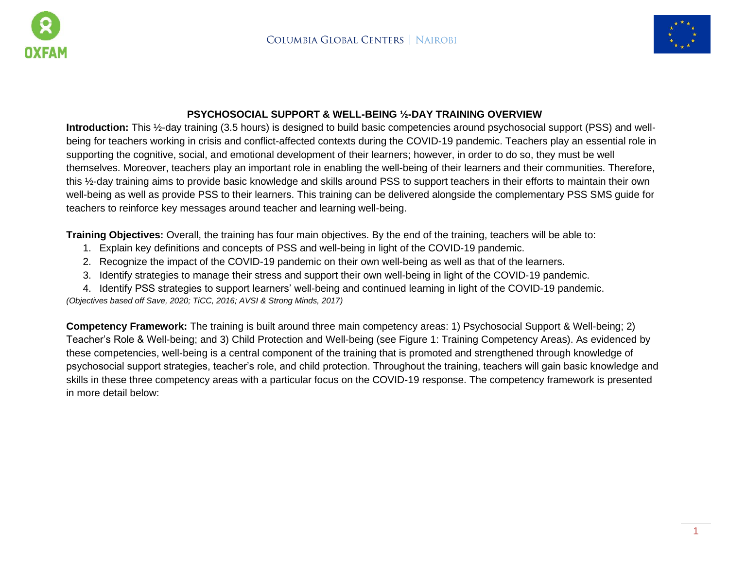# PSYCHOSOCIAL SUPPORT & WELL-BEING ½-DAY TRAINING OVERVIEW

**Introduction:** This ½-day training (3.5 hours) is designed to build basic competencies around psychosocial support (PSS) and well-being for teachers working in crisis and conflict-affected contexts during the COVID-19 pandemic. Teachers play an essential role in supporting the cognitive, social, and emotional development of their learners; however, in order to do so, they must be well themselves. Moreover, teachers play an important role in enabling the well-being of their learners and their communities. Therefore, this ½-day training aims to provide basic knowledge and skills around PSS to support teachers in their efforts to maintain their own well-being as well as provide PSS to their learners. This training can be delivered alongside the complementary PSS SMS guide for teachers to reinforce key messages around teacher and learning well-being.

**Training Objectives:** Overall, the training has four main objectives. By the end of the training, teachers will be able to:

1. Explain key definitions and concepts of PSS and well-being in light of the COVID-19 pandemic.
2. Recognize the impact of the COVID-19 pandemic on their own well-being as well as that of the learners.
3. Identify strategies to manage their stress and support their own well-being in light of the COVID-19 pandemic.
4. Identify PSS strategies to support learners' well-being and continued learning in light of the COVID-19 pandemic.

*(Objectives based off Save, 2020; TiCC, 2016; AVSI & Strong Minds, 2017)*

**Competency Framework:** The training is built around three main competency areas: 1) Psychosocial Support & Well-being; 2) Teacher's Role & Well-being; and 3) Child Protection and Well-being (see Figure 1: Training Competency Areas). As evidenced by these competencies, well-being is a central component of the training that is promoted and strengthened through knowledge of psychosocial support strategies, teacher's role, and child protection. Throughout the training, teachers will gain basic knowledge and skills in these three competency areas with a particular focus on the COVID-19 response. The competency framework is presented in more detail below: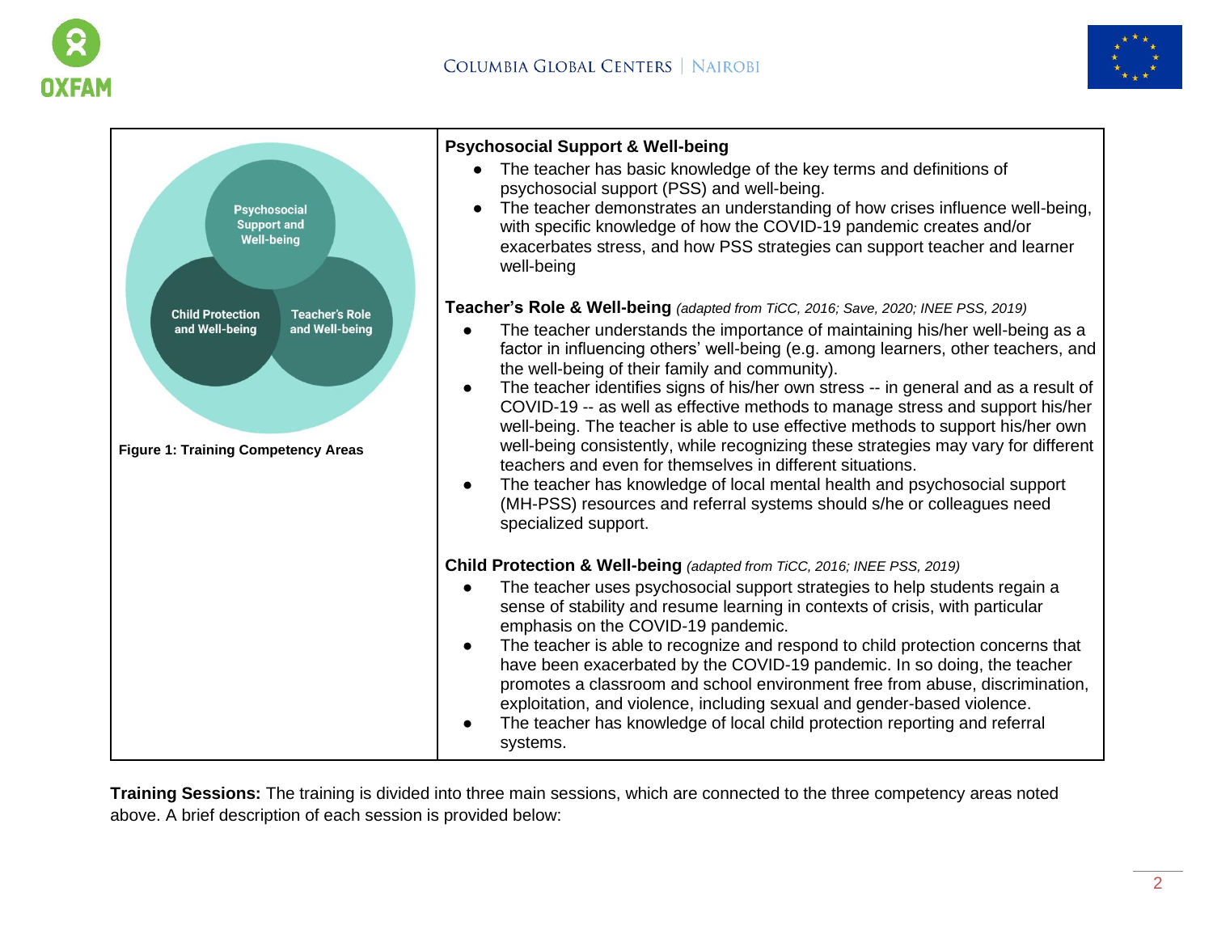| Figure | Competencies |
|---|---|
| Psychosocial Support and Well-being; Child Protection and Well-being; Teacher's Role and Well-being<br><br>**Figure 1: Training Competency Areas** | **Psychosocial Support & Well-being**<br>• The teacher has basic knowledge of the key terms and definitions of psychosocial support (PSS) and well-being.<br>• The teacher demonstrates an understanding of how crises influence well-being, with specific knowledge of how the COVID-19 pandemic creates and/or exacerbates stress, and how PSS strategies can support teacher and learner well-being<br><br>**Teacher's Role & Well-being** *(adapted from TiCC, 2016; Save, 2020; INEE PSS, 2019)*<br>• The teacher understands the importance of maintaining his/her well-being as a factor in influencing others' well-being (e.g. among learners, other teachers, and the well-being of their family and community).<br>• The teacher identifies signs of his/her own stress -- in general and as a result of COVID-19 -- as well as effective methods to manage stress and support his/her well-being. The teacher is able to use effective methods to support his/her own well-being consistently, while recognizing these strategies may vary for different teachers and even for themselves in different situations.<br>• The teacher has knowledge of local mental health and psychosocial support (MH-PSS) resources and referral systems should s/he or colleagues need specialized support.<br><br>**Child Protection & Well-being** *(adapted from TiCC, 2016; INEE PSS, 2019)*<br>• The teacher uses psychosocial support strategies to help students regain a sense of stability and resume learning in contexts of crisis, with particular emphasis on the COVID-19 pandemic.<br>• The teacher is able to recognize and respond to child protection concerns that have been exacerbated by the COVID-19 pandemic. In so doing, the teacher promotes a classroom and school environment free from abuse, discrimination, exploitation, and violence, including sexual and gender-based violence.<br>• The teacher has knowledge of local child protection reporting and referral systems. |

**Training Sessions:** The training is divided into three main sessions, which are connected to the three competency areas noted above. A brief description of each session is provided below: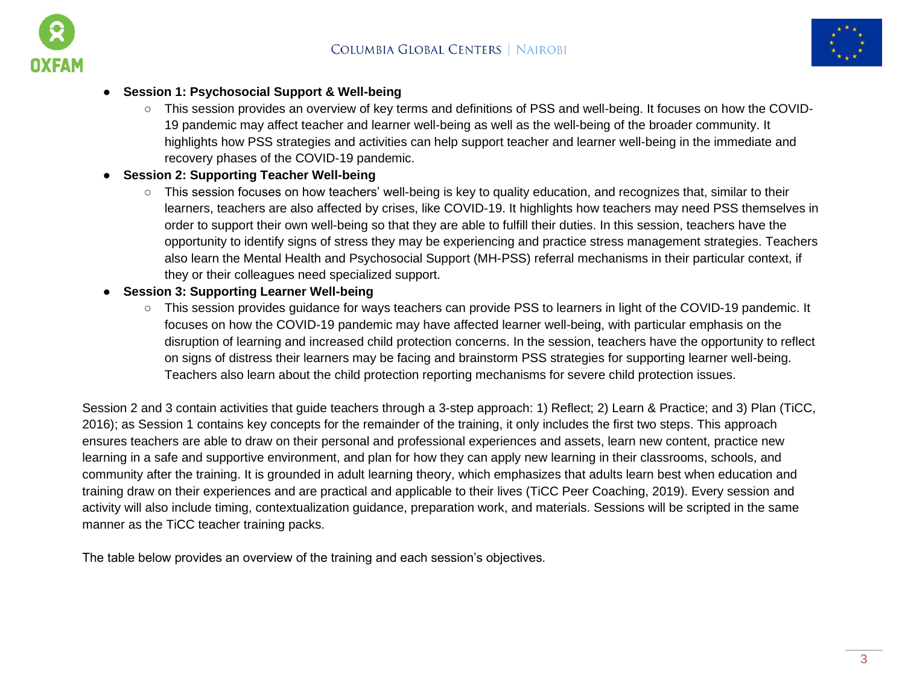- **Session 1: Psychosocial Support & Well-being**
    - This session provides an overview of key terms and definitions of PSS and well-being. It focuses on how the COVID-19 pandemic may affect teacher and learner well-being as well as the well-being of the broader community. It highlights how PSS strategies and activities can help support teacher and learner well-being in the immediate and recovery phases of the COVID-19 pandemic.
- **Session 2: Supporting Teacher Well-being**
    - This session focuses on how teachers' well-being is key to quality education, and recognizes that, similar to their learners, teachers are also affected by crises, like COVID-19. It highlights how teachers may need PSS themselves in order to support their own well-being so that they are able to fulfill their duties. In this session, teachers have the opportunity to identify signs of stress they may be experiencing and practice stress management strategies. Teachers also learn the Mental Health and Psychosocial Support (MH-PSS) referral mechanisms in their particular context, if they or their colleagues need specialized support.
- **Session 3: Supporting Learner Well-being**
    - This session provides guidance for ways teachers can provide PSS to learners in light of the COVID-19 pandemic. It focuses on how the COVID-19 pandemic may have affected learner well-being, with particular emphasis on the disruption of learning and increased child protection concerns. In the session, teachers have the opportunity to reflect on signs of distress their learners may be facing and brainstorm PSS strategies for supporting learner well-being. Teachers also learn about the child protection reporting mechanisms for severe child protection issues.

Session 2 and 3 contain activities that guide teachers through a 3-step approach: 1) Reflect; 2) Learn & Practice; and 3) Plan (TiCC, 2016); as Session 1 contains key concepts for the remainder of the training, it only includes the first two steps. This approach ensures teachers are able to draw on their personal and professional experiences and assets, learn new content, practice new learning in a safe and supportive environment, and plan for how they can apply new learning in their classrooms, schools, and community after the training. It is grounded in adult learning theory, which emphasizes that adults learn best when education and training draw on their experiences and are practical and applicable to their lives (TiCC Peer Coaching, 2019). Every session and activity will also include timing, contextualization guidance, preparation work, and materials. Sessions will be scripted in the same manner as the TiCC teacher training packs.

The table below provides an overview of the training and each session's objectives.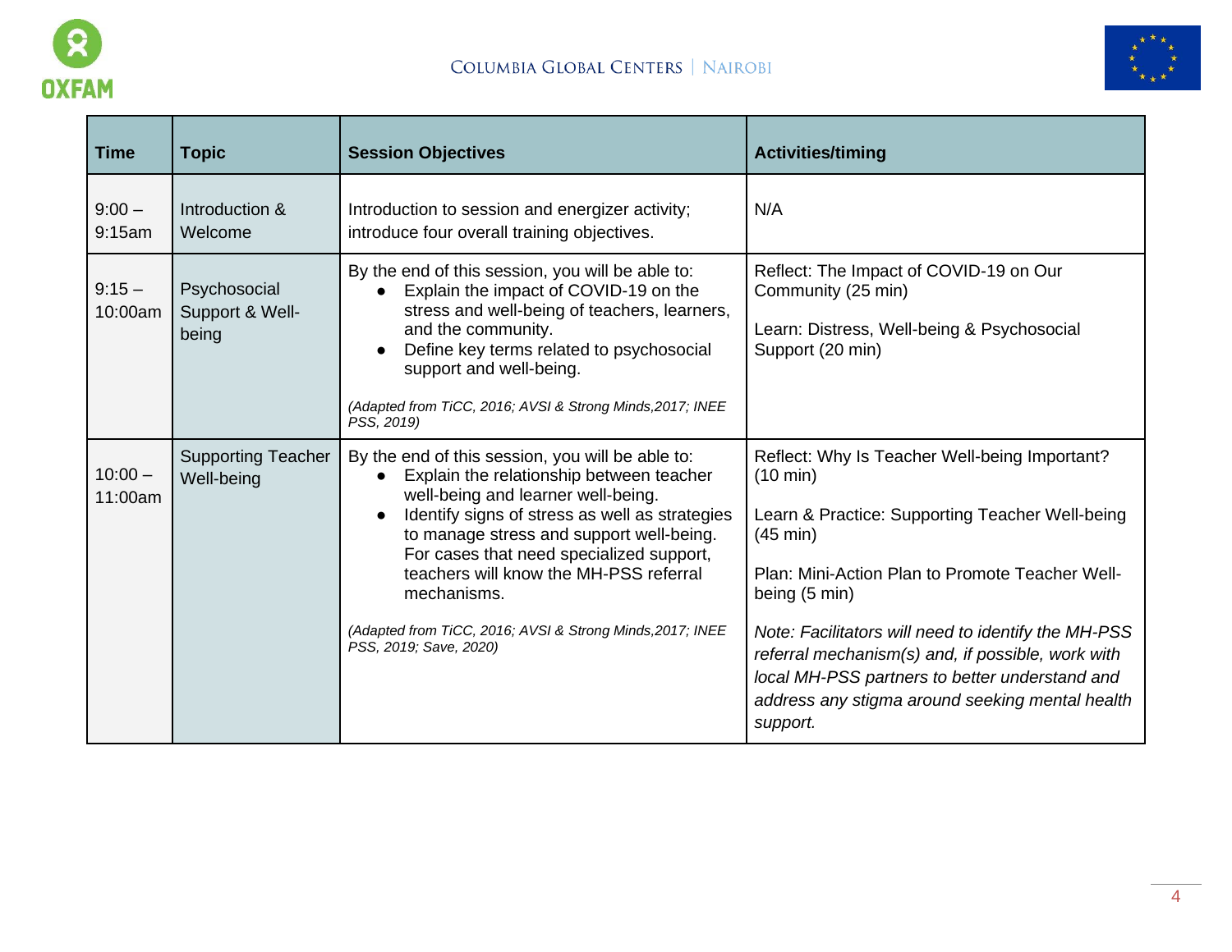| Time | Topic | Session Objectives | Activities/timing |
|---|---|---|---|
| 9:00 – 9:15am | Introduction & Welcome | Introduction to session and energizer activity; introduce four overall training objectives. | N/A |
| 9:15 – 10:00am | Psychosocial Support & Well-being | By the end of this session, you will be able to:<br>• Explain the impact of COVID-19 on the stress and well-being of teachers, learners, and the community.<br>• Define key terms related to psychosocial support and well-being.<br><br>*(Adapted from TiCC, 2016; AVSI & Strong Minds,2017; INEE PSS, 2019)* | Reflect: The Impact of COVID-19 on Our Community (25 min)<br><br>Learn: Distress, Well-being & Psychosocial Support (20 min) |
| 10:00 – 11:00am | Supporting Teacher Well-being | By the end of this session, you will be able to:<br>• Explain the relationship between teacher well-being and learner well-being.<br>• Identify signs of stress as well as strategies to manage stress and support well-being. For cases that need specialized support, teachers will know the MH-PSS referral mechanisms.<br><br>*(Adapted from TiCC, 2016; AVSI & Strong Minds,2017; INEE PSS, 2019; Save, 2020)* | Reflect: Why Is Teacher Well-being Important? (10 min)<br><br>Learn & Practice: Supporting Teacher Well-being (45 min)<br><br>Plan: Mini-Action Plan to Promote Teacher Well-being (5 min)<br><br>*Note: Facilitators will need to identify the MH-PSS referral mechanism(s) and, if possible, work with local MH-PSS partners to better understand and address any stigma around seeking mental health support.* |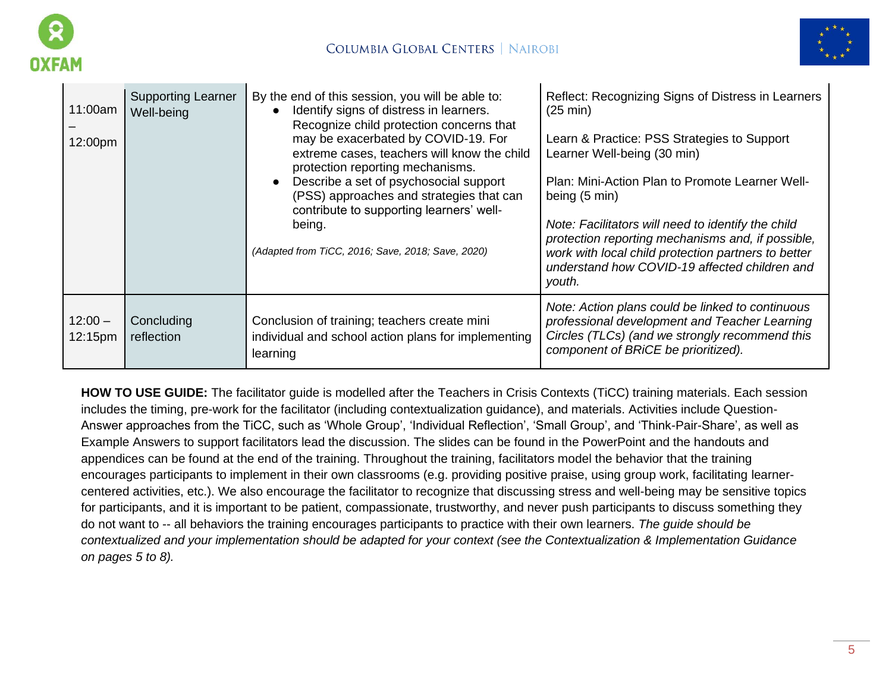| | | | |
|---|---|---|---|
| 11:00am – 12:00pm | Supporting Learner Well-being | By the end of this session, you will be able to: <br>• Identify signs of distress in learners. Recognize child protection concerns that may be exacerbated by COVID-19. For extreme cases, teachers will know the child protection reporting mechanisms. <br>• Describe a set of psychosocial support (PSS) approaches and strategies that can contribute to supporting learners' well-being. <br><br>*(Adapted from TiCC, 2016; Save, 2018; Save, 2020)* | Reflect: Recognizing Signs of Distress in Learners (25 min) <br><br>Learn & Practice: PSS Strategies to Support Learner Well-being (30 min) <br><br>Plan: Mini-Action Plan to Promote Learner Well-being (5 min) <br><br>*Note: Facilitators will need to identify the child protection reporting mechanisms and, if possible, work with local child protection partners to better understand how COVID-19 affected children and youth.* |
| 12:00 – 12:15pm | Concluding reflection | Conclusion of training; teachers create mini individual and school action plans for implementing learning | *Note: Action plans could be linked to continuous professional development and Teacher Learning Circles (TLCs) (and we strongly recommend this component of BRiCE be prioritized).* |

**HOW TO USE GUIDE:** The facilitator guide is modelled after the Teachers in Crisis Contexts (TiCC) training materials. Each session includes the timing, pre-work for the facilitator (including contextualization guidance), and materials. Activities include Question-Answer approaches from the TiCC, such as 'Whole Group', 'Individual Reflection', 'Small Group', and 'Think-Pair-Share', as well as Example Answers to support facilitators lead the discussion. The slides can be found in the PowerPoint and the handouts and appendices can be found at the end of the training. Throughout the training, facilitators model the behavior that the training encourages participants to implement in their own classrooms (e.g. providing positive praise, using group work, facilitating learner-centered activities, etc.). We also encourage the facilitator to recognize that discussing stress and well-being may be sensitive topics for participants, and it is important to be patient, compassionate, trustworthy, and never push participants to discuss something they do not want to -- all behaviors the training encourages participants to practice with their own learners. *The guide should be contextualized and your implementation should be adapted for your context (see the Contextualization & Implementation Guidance on pages 5 to 8).*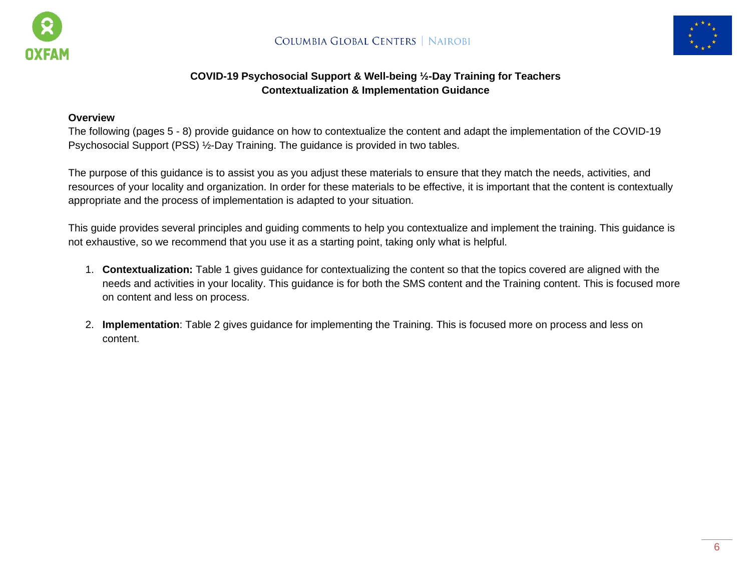**COVID-19 Psychosocial Support & Well-being ½-Day Training for Teachers**
**Contextualization & Implementation Guidance**

**Overview**

The following (pages 5 - 8) provide guidance on how to contextualize the content and adapt the implementation of the COVID-19 Psychosocial Support (PSS) ½-Day Training. The guidance is provided in two tables.

The purpose of this guidance is to assist you as you adjust these materials to ensure that they match the needs, activities, and resources of your locality and organization. In order for these materials to be effective, it is important that the content is contextually appropriate and the process of implementation is adapted to your situation.

This guide provides several principles and guiding comments to help you contextualize and implement the training. This guidance is not exhaustive, so we recommend that you use it as a starting point, taking only what is helpful.

1. **Contextualization:** Table 1 gives guidance for contextualizing the content so that the topics covered are aligned with the needs and activities in your locality. This guidance is for both the SMS content and the Training content. This is focused more on content and less on process.

2. **Implementation**: Table 2 gives guidance for implementing the Training. This is focused more on process and less on content.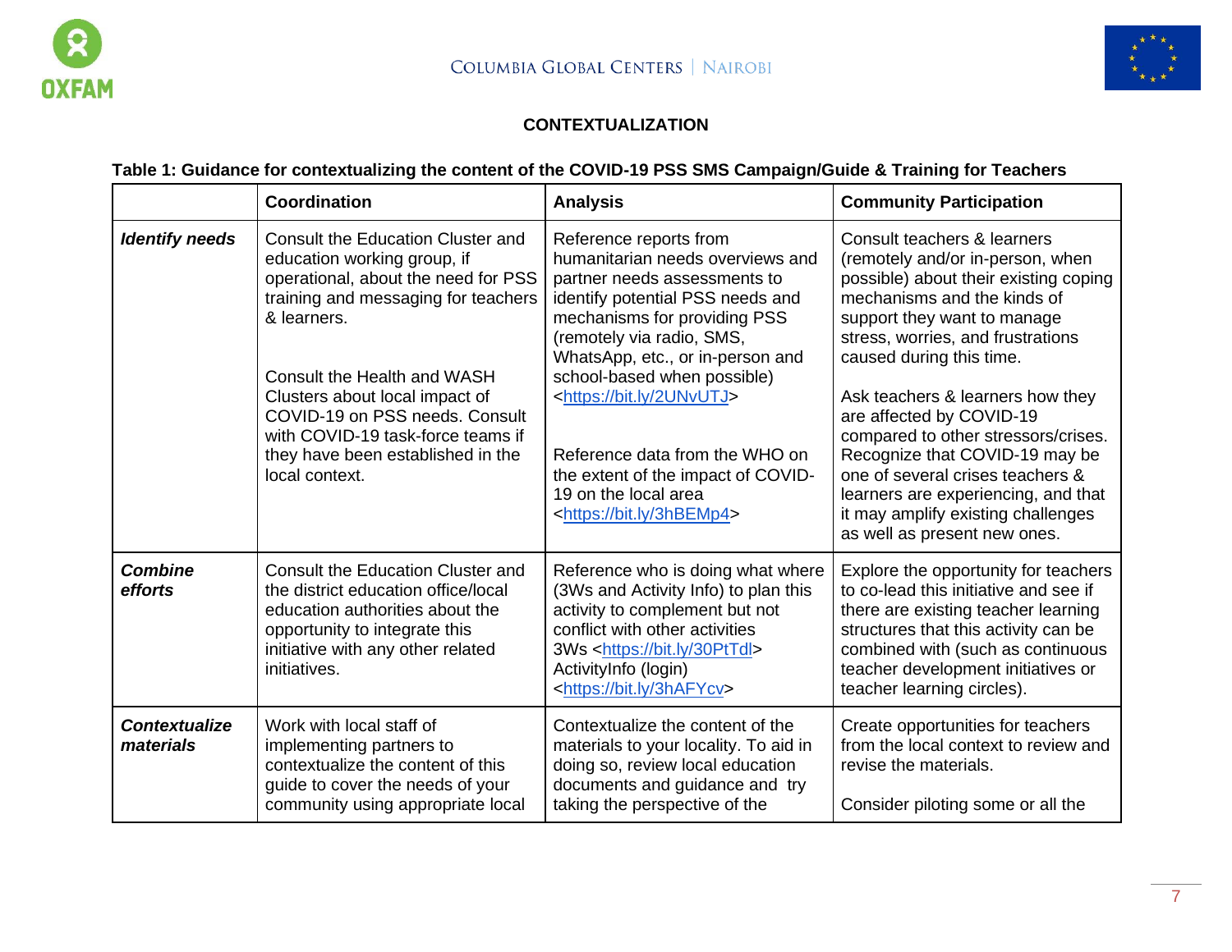## CONTEXTUALIZATION

**Table 1: Guidance for contextualizing the content of the COVID-19 PSS SMS Campaign/Guide & Training for Teachers**

| | **Coordination** | **Analysis** | **Community Participation** |
|---|---|---|---|
| ***Identify needs*** | Consult the Education Cluster and education working group, if operational, about the need for PSS training and messaging for teachers & learners.<br><br>Consult the Health and WASH Clusters about local impact of COVID-19 on PSS needs. Consult with COVID-19 task-force teams if they have been established in the local context. | Reference reports from humanitarian needs overviews and partner needs assessments to identify potential PSS needs and mechanisms for providing PSS (remotely via radio, SMS, WhatsApp, etc., or in-person and school-based when possible) <https://bit.ly/2UNvUTJ><br><br>Reference data from the WHO on the extent of the impact of COVID-19 on the local area <https://bit.ly/3hBEMp4> | Consult teachers & learners (remotely and/or in-person, when possible) about their existing coping mechanisms and the kinds of support they want to manage stress, worries, and frustrations caused during this time.<br><br>Ask teachers & learners how they are affected by COVID-19 compared to other stressors/crises. Recognize that COVID-19 may be one of several crises teachers & learners are experiencing, and that it may amplify existing challenges as well as present new ones. |
| ***Combine efforts*** | Consult the Education Cluster and the district education office/local education authorities about the opportunity to integrate this initiative with any other related initiatives. | Reference who is doing what where (3Ws and Activity Info) to plan this activity to complement but not conflict with other activities<br>3Ws <https://bit.ly/30PtTdl><br>ActivityInfo (login) <https://bit.ly/3hAFYcv> | Explore the opportunity for teachers to co-lead this initiative and see if there are existing teacher learning structures that this activity can be combined with (such as continuous teacher development initiatives or teacher learning circles). |
| ***Contextualize materials*** | Work with local staff of implementing partners to contextualize the content of this guide to cover the needs of your community using appropriate local | Contextualize the content of the materials to your locality. To aid in doing so, review local education documents and guidance and try taking the perspective of the | Create opportunities for teachers from the local context to review and revise the materials.<br><br>Consider piloting some or all the |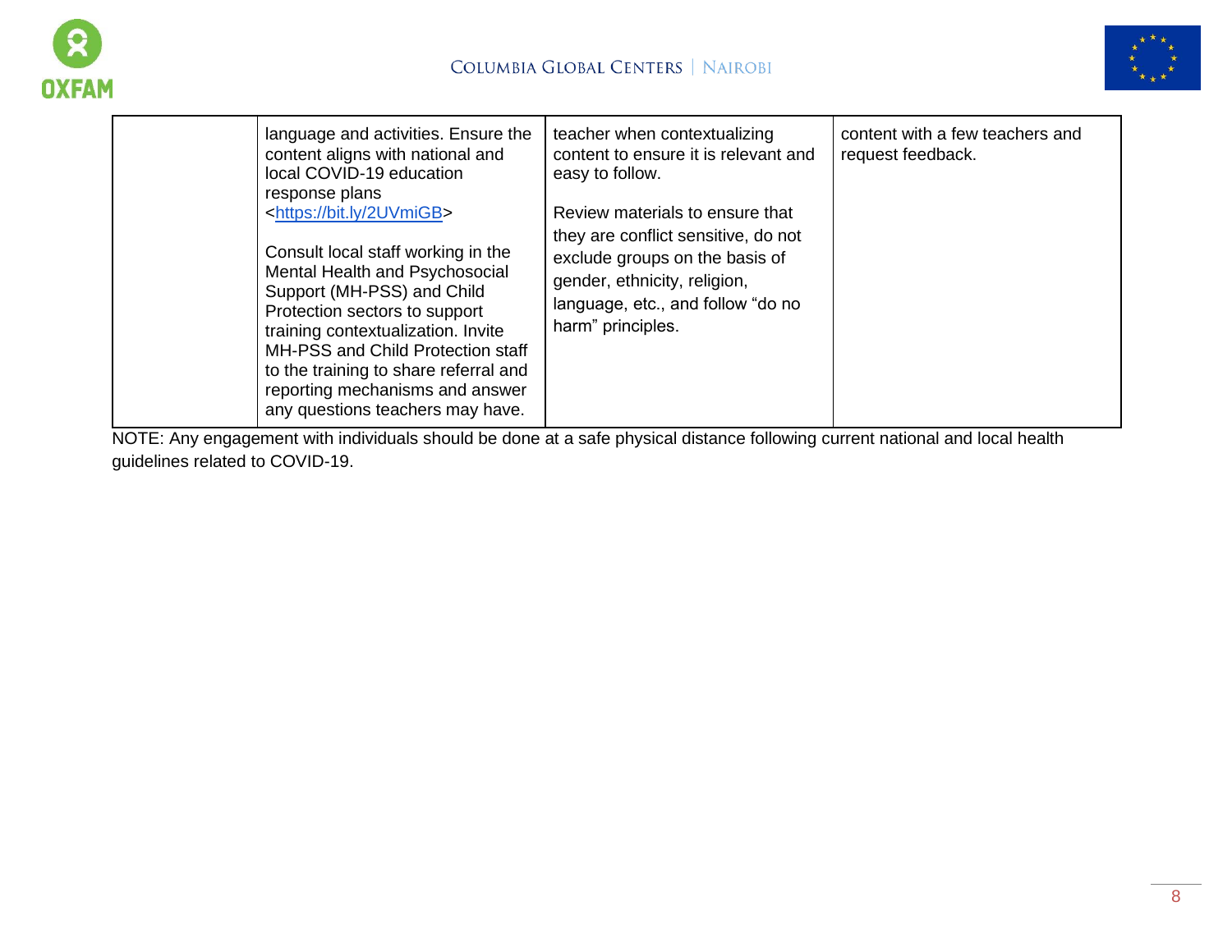| | | | |
|---|---|---|---|
| | language and activities. Ensure the content aligns with national and local COVID-19 education response plans <https://bit.ly/2UVmiGB><br><br>Consult local staff working in the Mental Health and Psychosocial Support (MH-PSS) and Child Protection sectors to support training contextualization. Invite MH-PSS and Child Protection staff to the training to share referral and reporting mechanisms and answer any questions teachers may have. | teacher when contextualizing content to ensure it is relevant and easy to follow.<br><br>Review materials to ensure that they are conflict sensitive, do not exclude groups on the basis of gender, ethnicity, religion, language, etc., and follow "do no harm" principles. | content with a few teachers and request feedback. |

NOTE: Any engagement with individuals should be done at a safe physical distance following current national and local health guidelines related to COVID-19.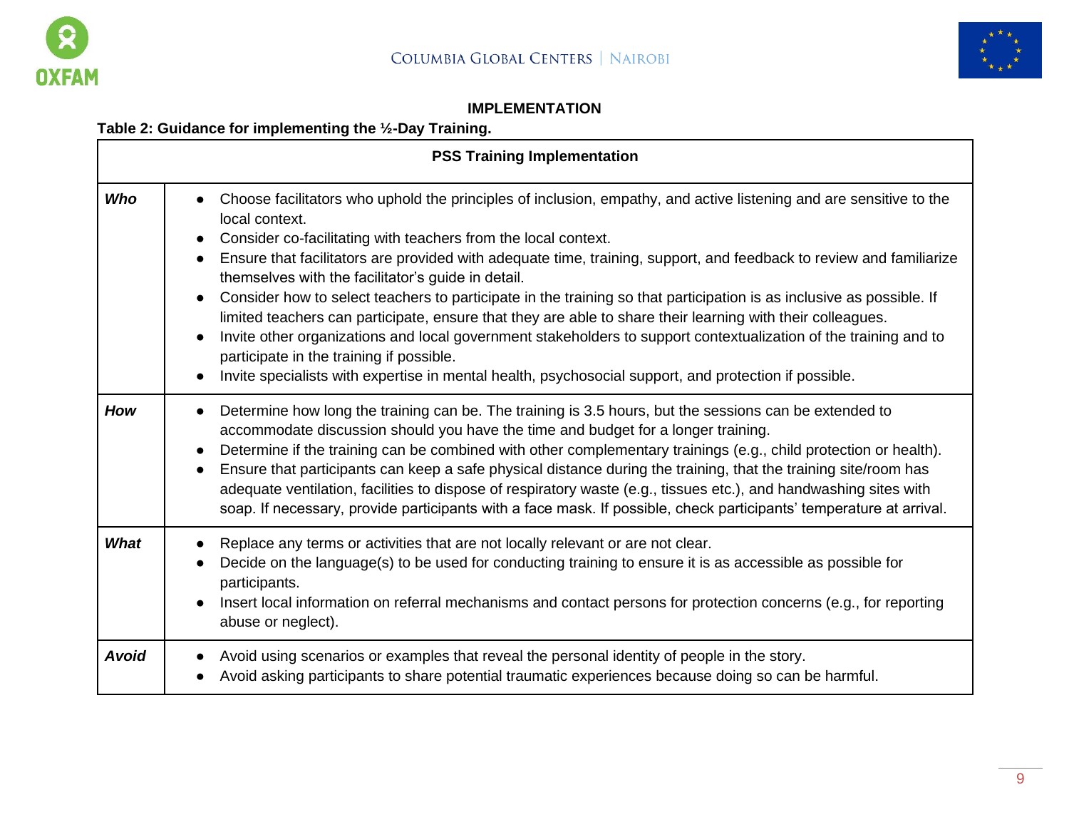## IMPLEMENTATION

**Table 2: Guidance for implementing the ½-Day Training.**

| PSS Training Implementation | |
|---|---|
| ***Who*** | • Choose facilitators who uphold the principles of inclusion, empathy, and active listening and are sensitive to the local context.<br>• Consider co-facilitating with teachers from the local context.<br>• Ensure that facilitators are provided with adequate time, training, support, and feedback to review and familiarize themselves with the facilitator's guide in detail.<br>• Consider how to select teachers to participate in the training so that participation is as inclusive as possible. If limited teachers can participate, ensure that they are able to share their learning with their colleagues.<br>• Invite other organizations and local government stakeholders to support contextualization of the training and to participate in the training if possible.<br>• Invite specialists with expertise in mental health, psychosocial support, and protection if possible. |
| ***How*** | • Determine how long the training can be. The training is 3.5 hours, but the sessions can be extended to accommodate discussion should you have the time and budget for a longer training.<br>• Determine if the training can be combined with other complementary trainings (e.g., child protection or health).<br>• Ensure that participants can keep a safe physical distance during the training, that the training site/room has adequate ventilation, facilities to dispose of respiratory waste (e.g., tissues etc.), and handwashing sites with soap. If necessary, provide participants with a face mask. If possible, check participants' temperature at arrival. |
| ***What*** | • Replace any terms or activities that are not locally relevant or are not clear.<br>• Decide on the language(s) to be used for conducting training to ensure it is as accessible as possible for participants.<br>• Insert local information on referral mechanisms and contact persons for protection concerns (e.g., for reporting abuse or neglect). |
| ***Avoid*** | • Avoid using scenarios or examples that reveal the personal identity of people in the story.<br>• Avoid asking participants to share potential traumatic experiences because doing so can be harmful. |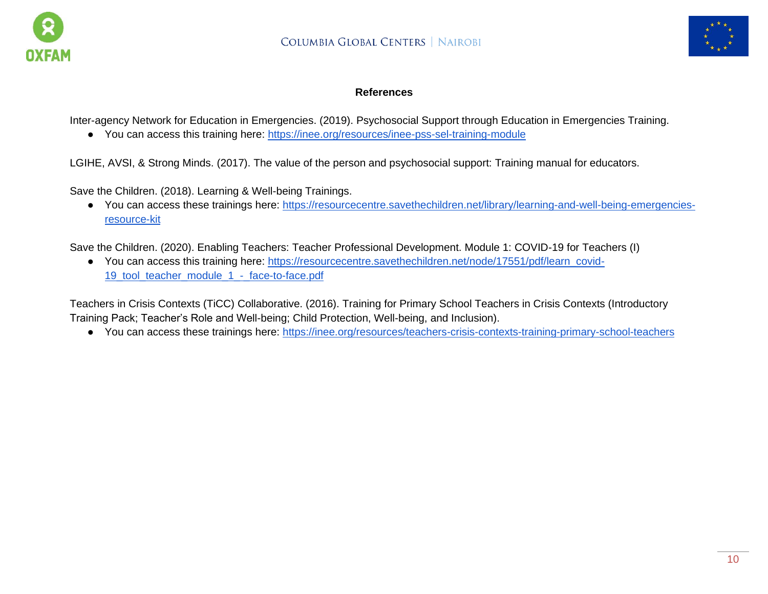## References

Inter-agency Network for Education in Emergencies. (2019). Psychosocial Support through Education in Emergencies Training.

- You can access this training here: https://inee.org/resources/inee-pss-sel-training-module

LGIHE, AVSI, & Strong Minds. (2017). The value of the person and psychosocial support: Training manual for educators.

Save the Children. (2018). Learning & Well-being Trainings.

- You can access these trainings here: https://resourcecentre.savethechildren.net/library/learning-and-well-being-emergencies-resource-kit

Save the Children. (2020). Enabling Teachers: Teacher Professional Development. Module 1: COVID-19 for Teachers (I)

- You can access this training here: https://resourcecentre.savethechildren.net/node/17551/pdf/learn_covid-19_tool_teacher_module_1_-_face-to-face.pdf

Teachers in Crisis Contexts (TiCC) Collaborative. (2016). Training for Primary School Teachers in Crisis Contexts (Introductory Training Pack; Teacher's Role and Well-being; Child Protection, Well-being, and Inclusion).

- You can access these trainings here: https://inee.org/resources/teachers-crisis-contexts-training-primary-school-teachers